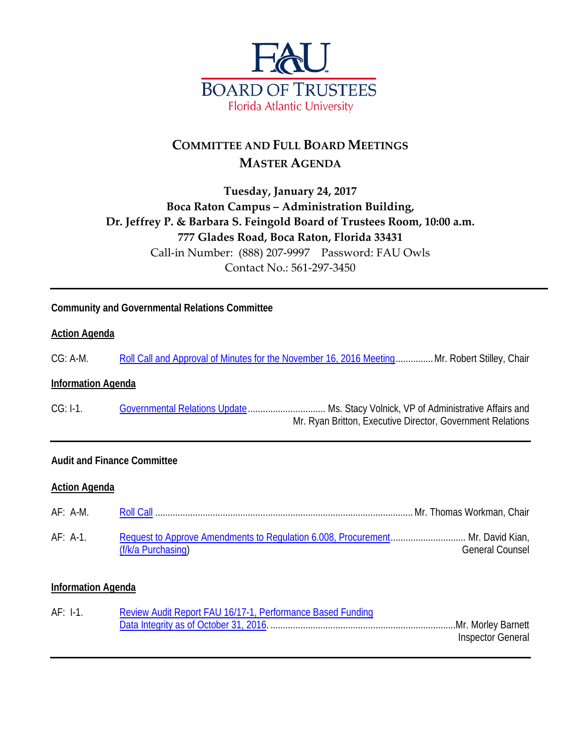FAU BOARD OF TRUSTEES
Florida Atlantic University

# COMMITTEE AND FULL BOARD MEETINGS
# MASTER AGENDA

**Tuesday, January 24, 2017**
**Boca Raton Campus – Administration Building,**
**Dr. Jeffrey P. & Barbara S. Feingold Board of Trustees Room, 10:00 a.m.**
**777 Glades Road, Boca Raton, Florida 33431**
Call-in Number: (888) 207-9997 Password: FAU Owls
Contact No.: 561-297-3450

---

**Community and Governmental Relations Committee**

**Action Agenda**

CG: A-M. Roll Call and Approval of Minutes for the November 16, 2016 Meeting ............... Mr. Robert Stilley, Chair

**Information Agenda**

CG: I-1. Governmental Relations Update ............................... Ms. Stacy Volnick, VP of Administrative Affairs and Mr. Ryan Britton, Executive Director, Government Relations

---

**Audit and Finance Committee**

**Action Agenda**

AF: A-M. Roll Call ...................................................................................................... Mr. Thomas Workman, Chair

AF: A-1. Request to Approve Amendments to Regulation 6.008, Procurement (f/k/a Purchasing) ............................. Mr. David Kian, General Counsel

**Information Agenda**

AF: I-1. Review Audit Report FAU 16/17-1, Performance Based Funding Data Integrity as of October 31, 2016. .......................................................................... Mr. Morley Barnett Inspector General

---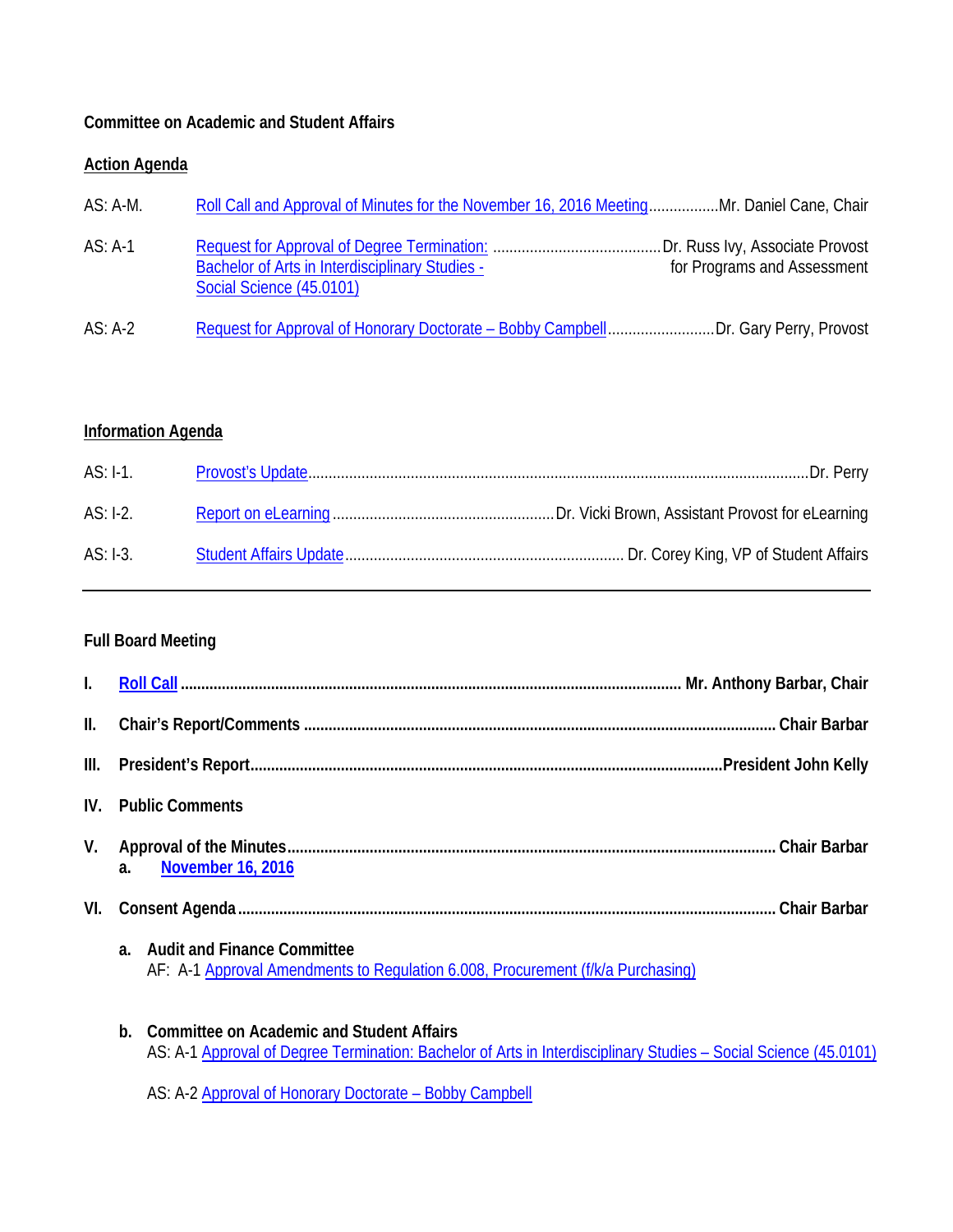**Committee on Academic and Student Affairs**

**Action Agenda**

AS: A-M. Roll Call and Approval of Minutes for the November 16, 2016 Meeting................. Mr. Daniel Cane, Chair

AS: A-1 Request for Approval of Degree Termination: Bachelor of Arts in Interdisciplinary Studies - Social Science (45.0101) ......................................... Dr. Russ Ivy, Associate Provost for Programs and Assessment

AS: A-2 Request for Approval of Honorary Doctorate – Bobby Campbell.......................... Dr. Gary Perry, Provost

**Information Agenda**

AS: I-1. Provost's Update........................................................................................................................ Dr. Perry

AS: I-2. Report on eLearning ...................................................... Dr. Vicki Brown, Assistant Provost for eLearning

AS: I-3. Student Affairs Update.................................................................... Dr. Corey King, VP of Student Affairs

---

**Full Board Meeting**

**I. Roll Call ........................................................................................................................ Mr. Anthony Barbar, Chair**

**II. Chair's Report/Comments ................................................................................................................ Chair Barbar**

**III. President's Report................................................................................................................President John Kelly**

**IV. Public Comments**

**V. Approval of the Minutes..................................................................................................................... Chair Barbar**

**a. November 16, 2016**

**VI. Consent Agenda............................................................................................................................... Chair Barbar**

**a. Audit and Finance Committee**

AF: A-1 Approval Amendments to Regulation 6.008, Procurement (f/k/a Purchasing)

**b. Committee on Academic and Student Affairs**

AS: A-1 Approval of Degree Termination: Bachelor of Arts in Interdisciplinary Studies – Social Science (45.0101)

AS: A-2 Approval of Honorary Doctorate – Bobby Campbell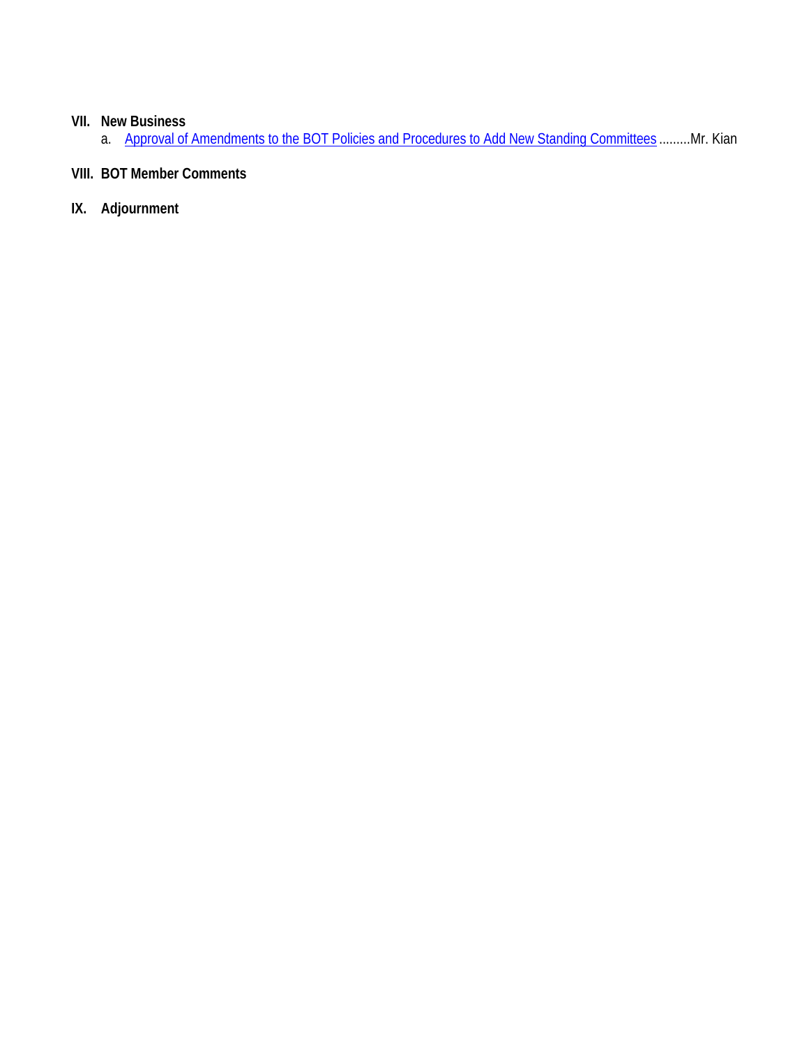**VII. New Business**

a. Approval of Amendments to the BOT Policies and Procedures to Add New Standing Committees .........Mr. Kian

**VIII. BOT Member Comments**

**IX. Adjournment**